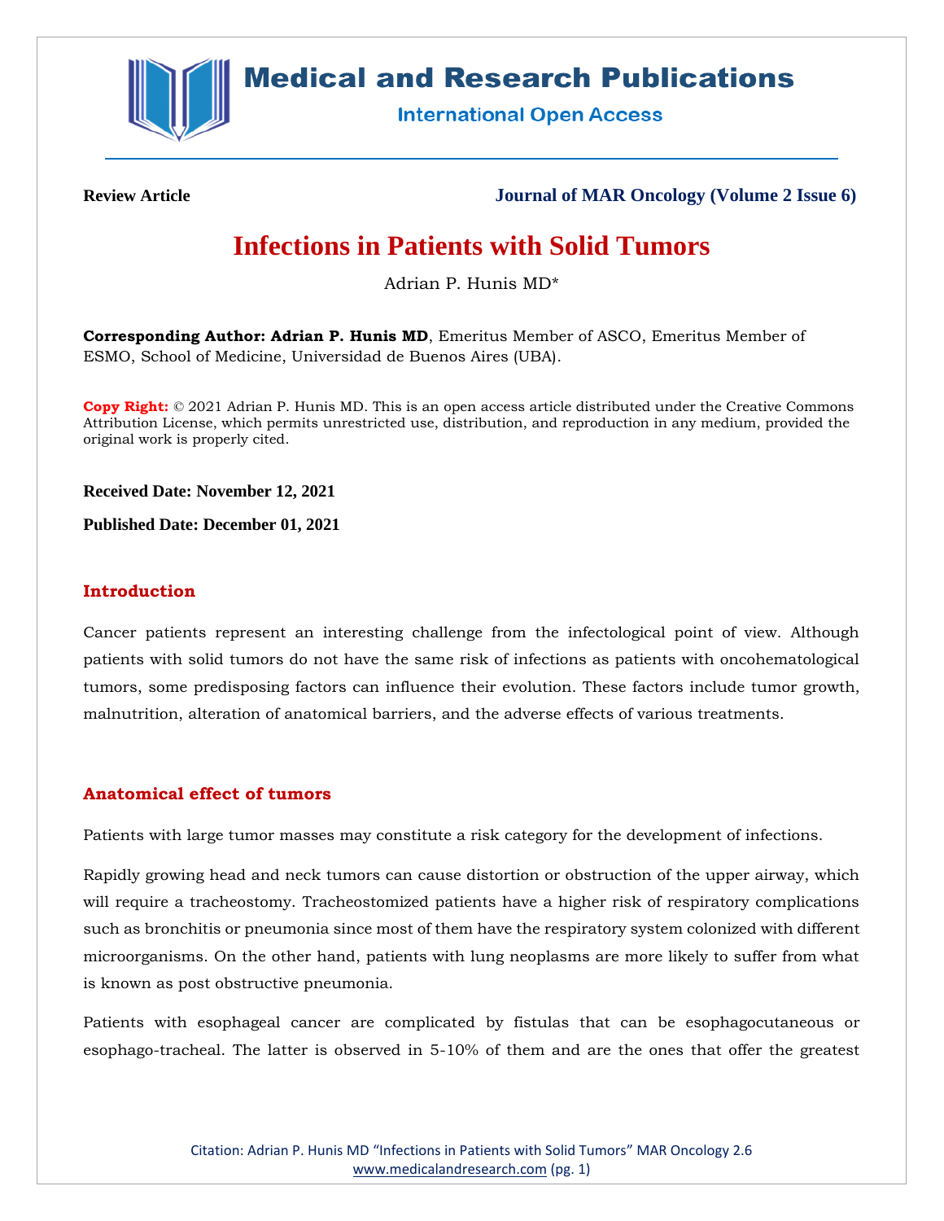Review Article

Journal of MAR Oncology (Volume 2 Issue 6)

# Infections in Patients with Solid Tumors

Adrian P. Hunis MD*

**Corresponding Author: Adrian P. Hunis MD**, Emeritus Member of ASCO, Emeritus Member of ESMO, School of Medicine, Universidad de Buenos Aires (UBA).

**Copy Right:** © 2021 Adrian P. Hunis MD. This is an open access article distributed under the Creative Commons Attribution License, which permits unrestricted use, distribution, and reproduction in any medium, provided the original work is properly cited.

**Received Date: November 12, 2021**

**Published Date: December 01, 2021**

## Introduction

Cancer patients represent an interesting challenge from the infectological point of view. Although patients with solid tumors do not have the same risk of infections as patients with oncohematological tumors, some predisposing factors can influence their evolution. These factors include tumor growth, malnutrition, alteration of anatomical barriers, and the adverse effects of various treatments.

## Anatomical effect of tumors

Patients with large tumor masses may constitute a risk category for the development of infections.

Rapidly growing head and neck tumors can cause distortion or obstruction of the upper airway, which will require a tracheostomy. Tracheostomized patients have a higher risk of respiratory complications such as bronchitis or pneumonia since most of them have the respiratory system colonized with different microorganisms. On the other hand, patients with lung neoplasms are more likely to suffer from what is known as post obstructive pneumonia.

Patients with esophageal cancer are complicated by fistulas that can be esophagocutaneous or esophago-tracheal. The latter is observed in 5-10% of them and are the ones that offer the greatest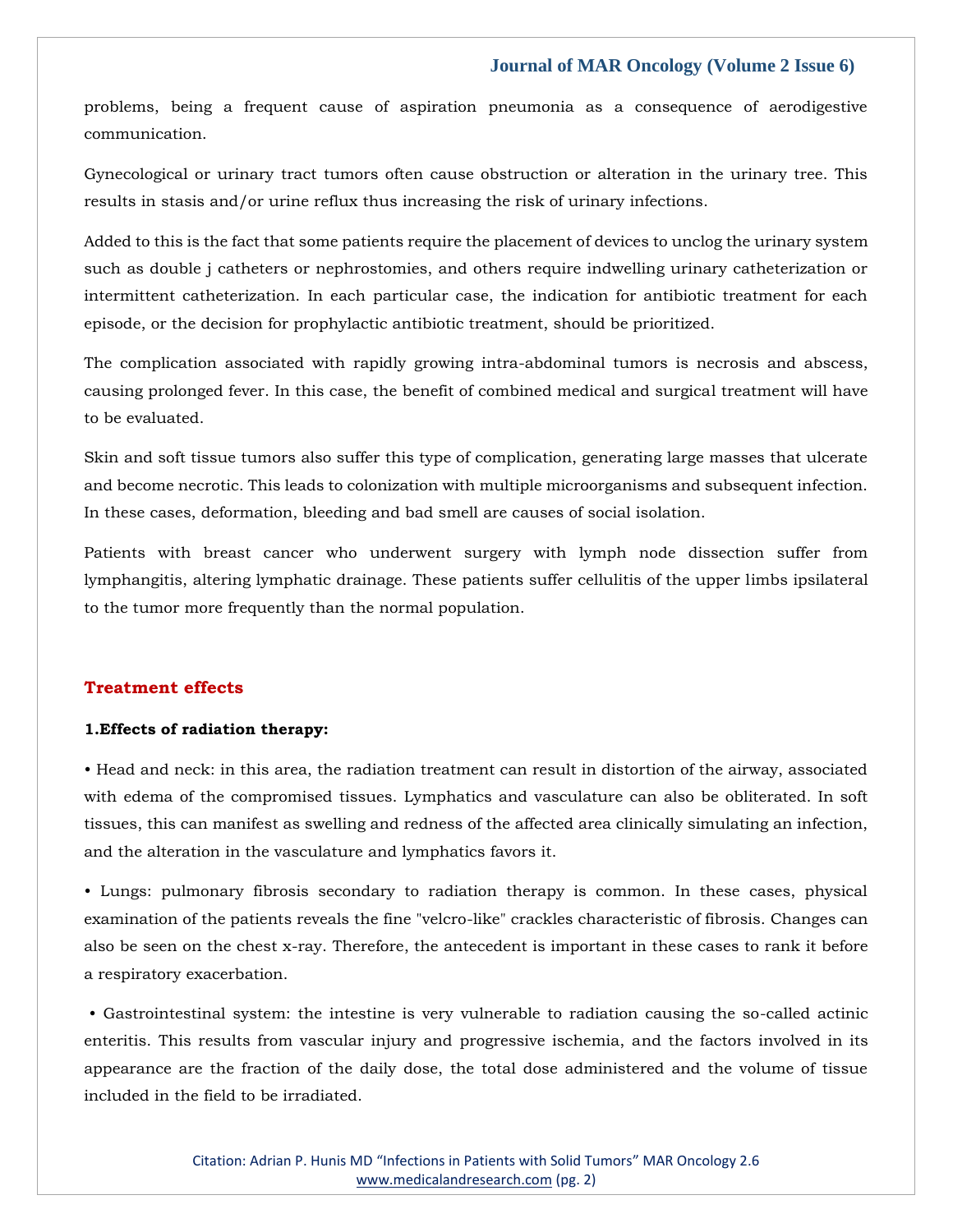problems, being a frequent cause of aspiration pneumonia as a consequence of aerodigestive communication.

Gynecological or urinary tract tumors often cause obstruction or alteration in the urinary tree. This results in stasis and/or urine reflux thus increasing the risk of urinary infections.

Added to this is the fact that some patients require the placement of devices to unclog the urinary system such as double j catheters or nephrostomies, and others require indwelling urinary catheterization or intermittent catheterization. In each particular case, the indication for antibiotic treatment for each episode, or the decision for prophylactic antibiotic treatment, should be prioritized.

The complication associated with rapidly growing intra-abdominal tumors is necrosis and abscess, causing prolonged fever. In this case, the benefit of combined medical and surgical treatment will have to be evaluated.

Skin and soft tissue tumors also suffer this type of complication, generating large masses that ulcerate and become necrotic. This leads to colonization with multiple microorganisms and subsequent infection. In these cases, deformation, bleeding and bad smell are causes of social isolation.

Patients with breast cancer who underwent surgery with lymph node dissection suffer from lymphangitis, altering lymphatic drainage. These patients suffer cellulitis of the upper limbs ipsilateral to the tumor more frequently than the normal population.

## Treatment effects

**1.Effects of radiation therapy:**

• Head and neck: in this area, the radiation treatment can result in distortion of the airway, associated with edema of the compromised tissues. Lymphatics and vasculature can also be obliterated. In soft tissues, this can manifest as swelling and redness of the affected area clinically simulating an infection, and the alteration in the vasculature and lymphatics favors it.

• Lungs: pulmonary fibrosis secondary to radiation therapy is common. In these cases, physical examination of the patients reveals the fine "velcro-like" crackles characteristic of fibrosis. Changes can also be seen on the chest x-ray. Therefore, the antecedent is important in these cases to rank it before a respiratory exacerbation.

• Gastrointestinal system: the intestine is very vulnerable to radiation causing the so-called actinic enteritis. This results from vascular injury and progressive ischemia, and the factors involved in its appearance are the fraction of the daily dose, the total dose administered and the volume of tissue included in the field to be irradiated.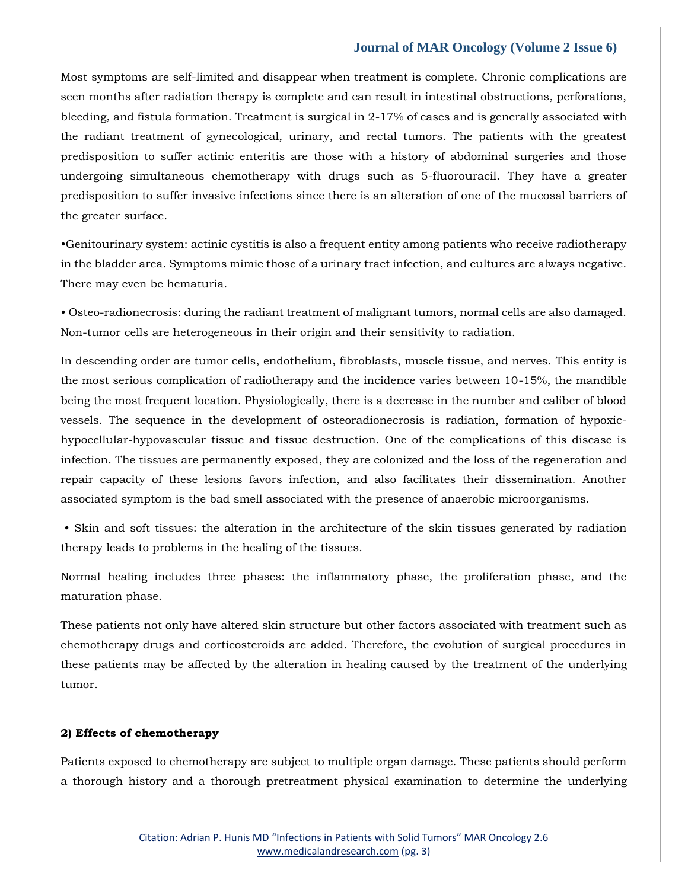Most symptoms are self-limited and disappear when treatment is complete. Chronic complications are seen months after radiation therapy is complete and can result in intestinal obstructions, perforations, bleeding, and fistula formation. Treatment is surgical in 2-17% of cases and is generally associated with the radiant treatment of gynecological, urinary, and rectal tumors. The patients with the greatest predisposition to suffer actinic enteritis are those with a history of abdominal surgeries and those undergoing simultaneous chemotherapy with drugs such as 5-fluorouracil. They have a greater predisposition to suffer invasive infections since there is an alteration of one of the mucosal barriers of the greater surface.

•Genitourinary system: actinic cystitis is also a frequent entity among patients who receive radiotherapy in the bladder area. Symptoms mimic those of a urinary tract infection, and cultures are always negative. There may even be hematuria.

• Osteo-radionecrosis: during the radiant treatment of malignant tumors, normal cells are also damaged. Non-tumor cells are heterogeneous in their origin and their sensitivity to radiation.

In descending order are tumor cells, endothelium, fibroblasts, muscle tissue, and nerves. This entity is the most serious complication of radiotherapy and the incidence varies between 10-15%, the mandible being the most frequent location. Physiologically, there is a decrease in the number and caliber of blood vessels. The sequence in the development of osteoradionecrosis is radiation, formation of hypoxic-hypocellular-hypovascular tissue and tissue destruction. One of the complications of this disease is infection. The tissues are permanently exposed, they are colonized and the loss of the regeneration and repair capacity of these lesions favors infection, and also facilitates their dissemination. Another associated symptom is the bad smell associated with the presence of anaerobic microorganisms.

• Skin and soft tissues: the alteration in the architecture of the skin tissues generated by radiation therapy leads to problems in the healing of the tissues.

Normal healing includes three phases: the inflammatory phase, the proliferation phase, and the maturation phase.

These patients not only have altered skin structure but other factors associated with treatment such as chemotherapy drugs and corticosteroids are added. Therefore, the evolution of surgical procedures in these patients may be affected by the alteration in healing caused by the treatment of the underlying tumor.

**2) Effects of chemotherapy**

Patients exposed to chemotherapy are subject to multiple organ damage. These patients should perform a thorough history and a thorough pretreatment physical examination to determine the underlying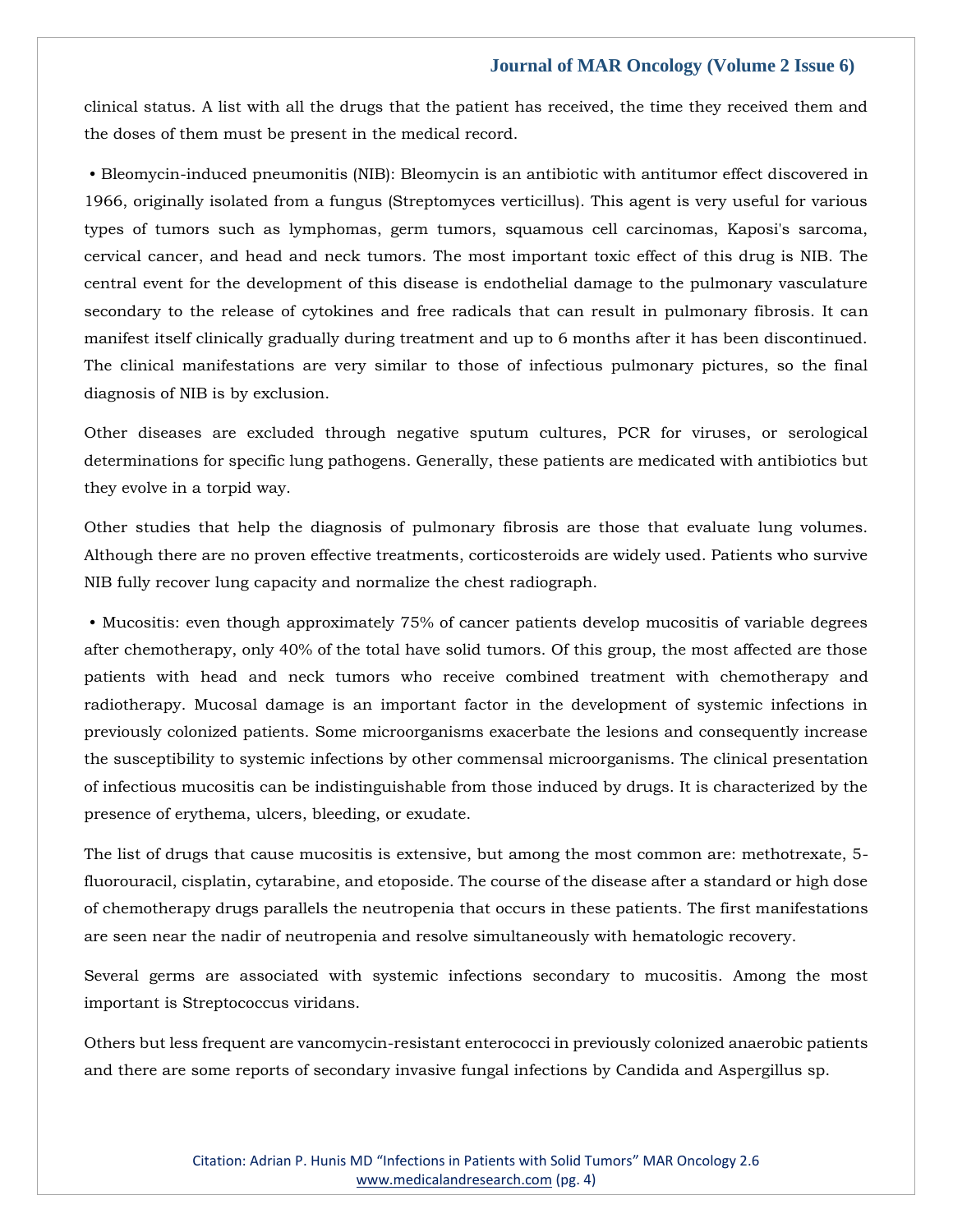clinical status. A list with all the drugs that the patient has received, the time they received them and the doses of them must be present in the medical record.

• Bleomycin-induced pneumonitis (NIB): Bleomycin is an antibiotic with antitumor effect discovered in 1966, originally isolated from a fungus (Streptomyces verticillus). This agent is very useful for various types of tumors such as lymphomas, germ tumors, squamous cell carcinomas, Kaposi's sarcoma, cervical cancer, and head and neck tumors. The most important toxic effect of this drug is NIB. The central event for the development of this disease is endothelial damage to the pulmonary vasculature secondary to the release of cytokines and free radicals that can result in pulmonary fibrosis. It can manifest itself clinically gradually during treatment and up to 6 months after it has been discontinued. The clinical manifestations are very similar to those of infectious pulmonary pictures, so the final diagnosis of NIB is by exclusion.

Other diseases are excluded through negative sputum cultures, PCR for viruses, or serological determinations for specific lung pathogens. Generally, these patients are medicated with antibiotics but they evolve in a torpid way.

Other studies that help the diagnosis of pulmonary fibrosis are those that evaluate lung volumes. Although there are no proven effective treatments, corticosteroids are widely used. Patients who survive NIB fully recover lung capacity and normalize the chest radiograph.

• Mucositis: even though approximately 75% of cancer patients develop mucositis of variable degrees after chemotherapy, only 40% of the total have solid tumors. Of this group, the most affected are those patients with head and neck tumors who receive combined treatment with chemotherapy and radiotherapy. Mucosal damage is an important factor in the development of systemic infections in previously colonized patients. Some microorganisms exacerbate the lesions and consequently increase the susceptibility to systemic infections by other commensal microorganisms. The clinical presentation of infectious mucositis can be indistinguishable from those induced by drugs. It is characterized by the presence of erythema, ulcers, bleeding, or exudate.

The list of drugs that cause mucositis is extensive, but among the most common are: methotrexate, 5-fluorouracil, cisplatin, cytarabine, and etoposide. The course of the disease after a standard or high dose of chemotherapy drugs parallels the neutropenia that occurs in these patients. The first manifestations are seen near the nadir of neutropenia and resolve simultaneously with hematologic recovery.

Several germs are associated with systemic infections secondary to mucositis. Among the most important is Streptococcus viridans.

Others but less frequent are vancomycin-resistant enterococci in previously colonized anaerobic patients and there are some reports of secondary invasive fungal infections by Candida and Aspergillus sp.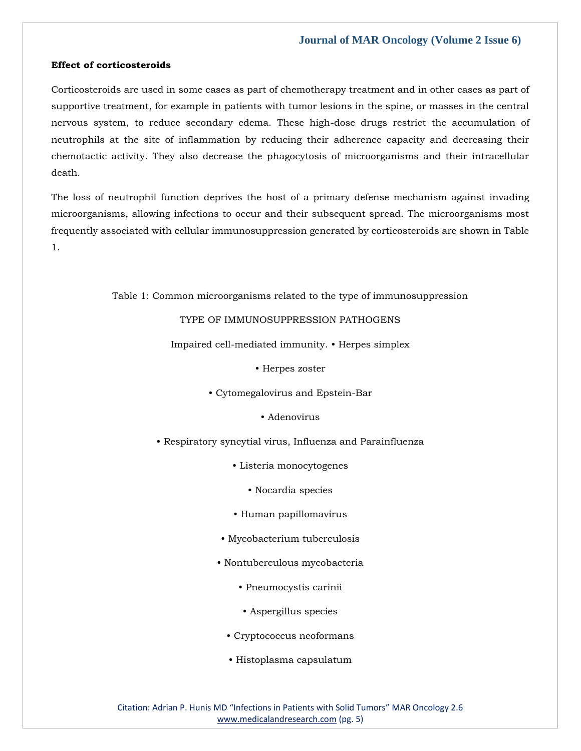**Effect of corticosteroids**

Corticosteroids are used in some cases as part of chemotherapy treatment and in other cases as part of supportive treatment, for example in patients with tumor lesions in the spine, or masses in the central nervous system, to reduce secondary edema. These high-dose drugs restrict the accumulation of neutrophils at the site of inflammation by reducing their adherence capacity and decreasing their chemotactic activity. They also decrease the phagocytosis of microorganisms and their intracellular death.

The loss of neutrophil function deprives the host of a primary defense mechanism against invading microorganisms, allowing infections to occur and their subsequent spread. The microorganisms most frequently associated with cellular immunosuppression generated by corticosteroids are shown in Table 1.

Table 1: Common microorganisms related to the type of immunosuppression

| TYPE OF IMMUNOSUPPRESSION | PATHOGENS |
| --- | --- |
| Impaired cell-mediated immunity. | • Herpes simplex |
| | • Herpes zoster |
| | • Cytomegalovirus and Epstein-Bar |
| | • Adenovirus |
| | • Respiratory syncytial virus, Influenza and Parainfluenza |
| | • Listeria monocytogenes |
| | • Nocardia species |
| | • Human papillomavirus |
| | • Mycobacterium tuberculosis |
| | • Nontuberculous mycobacteria |
| | • Pneumocystis carinii |
| | • Aspergillus species |
| | • Cryptococcus neoformans |
| | • Histoplasma capsulatum |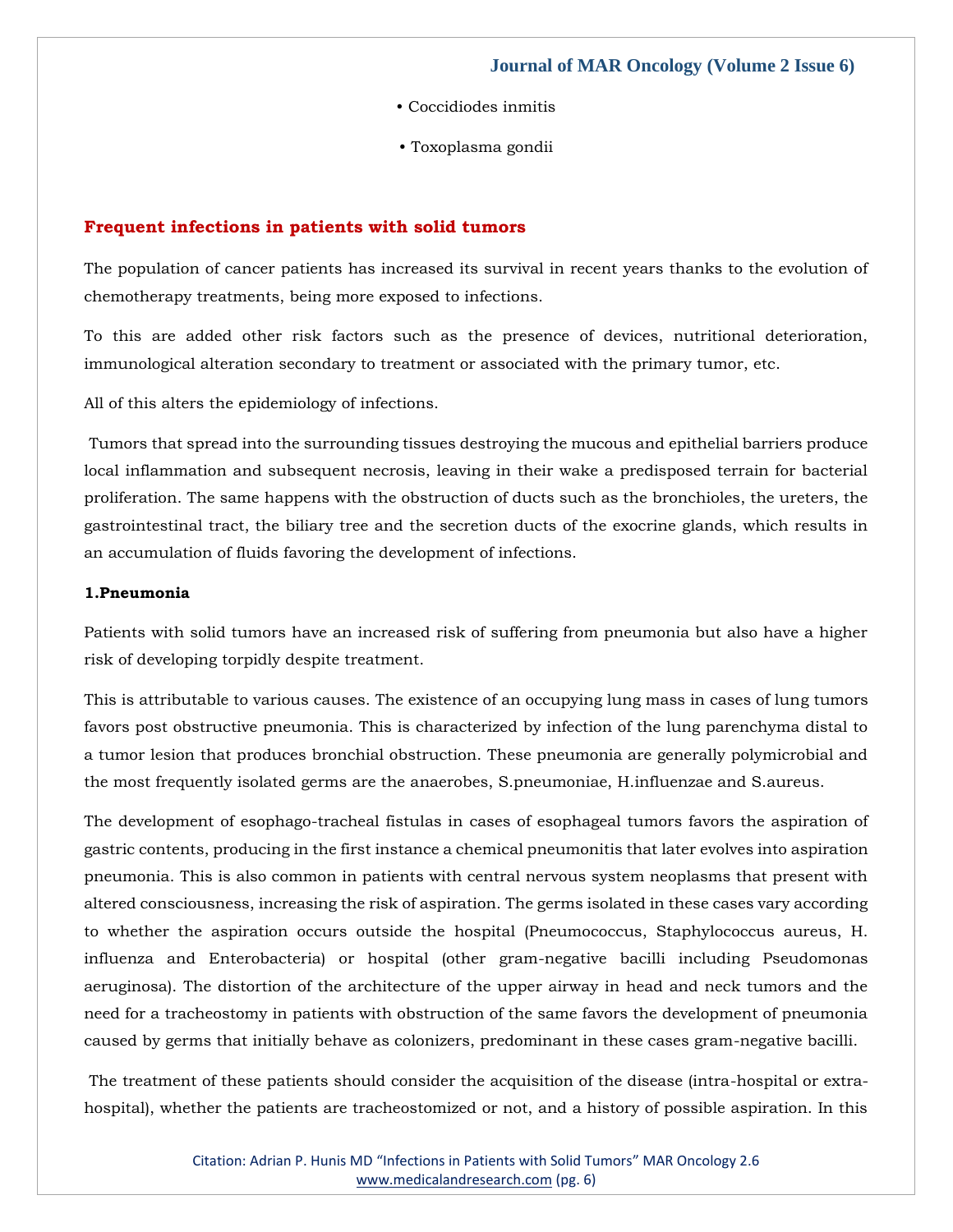- Coccidiodes inmitis
- Toxoplasma gondii

## Frequent infections in patients with solid tumors

The population of cancer patients has increased its survival in recent years thanks to the evolution of chemotherapy treatments, being more exposed to infections.

To this are added other risk factors such as the presence of devices, nutritional deterioration, immunological alteration secondary to treatment or associated with the primary tumor, etc.

All of this alters the epidemiology of infections.

Tumors that spread into the surrounding tissues destroying the mucous and epithelial barriers produce local inflammation and subsequent necrosis, leaving in their wake a predisposed terrain for bacterial proliferation. The same happens with the obstruction of ducts such as the bronchioles, the ureters, the gastrointestinal tract, the biliary tree and the secretion ducts of the exocrine glands, which results in an accumulation of fluids favoring the development of infections.

**1.Pneumonia**

Patients with solid tumors have an increased risk of suffering from pneumonia but also have a higher risk of developing torpidly despite treatment.

This is attributable to various causes. The existence of an occupying lung mass in cases of lung tumors favors post obstructive pneumonia. This is characterized by infection of the lung parenchyma distal to a tumor lesion that produces bronchial obstruction. These pneumonia are generally polymicrobial and the most frequently isolated germs are the anaerobes, S.pneumoniae, H.influenzae and S.aureus.

The development of esophago-tracheal fistulas in cases of esophageal tumors favors the aspiration of gastric contents, producing in the first instance a chemical pneumonitis that later evolves into aspiration pneumonia. This is also common in patients with central nervous system neoplasms that present with altered consciousness, increasing the risk of aspiration. The germs isolated in these cases vary according to whether the aspiration occurs outside the hospital (Pneumococcus, Staphylococcus aureus, H. influenza and Enterobacteria) or hospital (other gram-negative bacilli including Pseudomonas aeruginosa). The distortion of the architecture of the upper airway in head and neck tumors and the need for a tracheostomy in patients with obstruction of the same favors the development of pneumonia caused by germs that initially behave as colonizers, predominant in these cases gram-negative bacilli.

The treatment of these patients should consider the acquisition of the disease (intra-hospital or extra-hospital), whether the patients are tracheostomized or not, and a history of possible aspiration. In this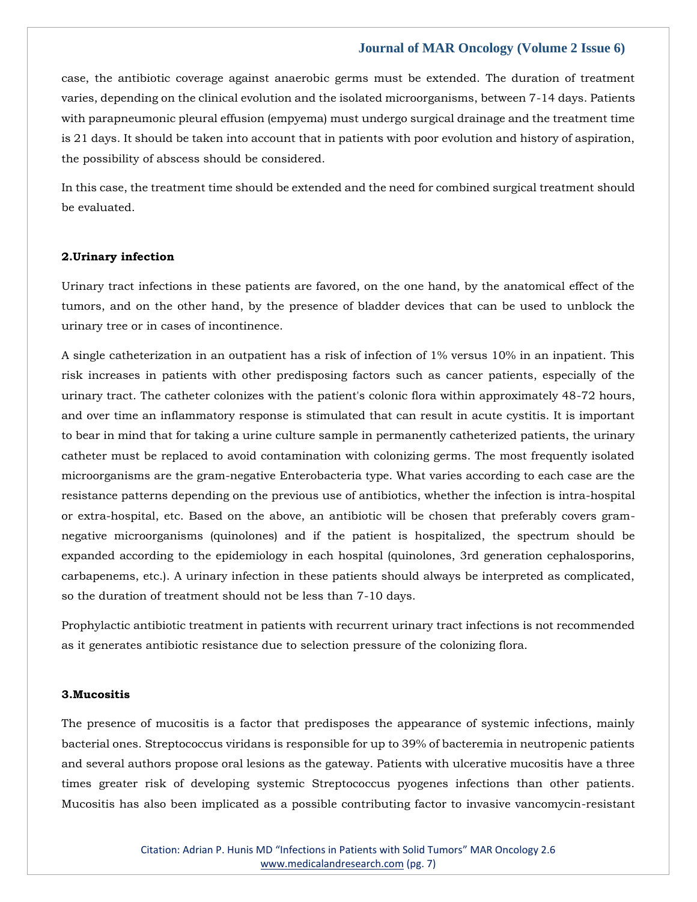case, the antibiotic coverage against anaerobic germs must be extended. The duration of treatment varies, depending on the clinical evolution and the isolated microorganisms, between 7-14 days. Patients with parapneumonic pleural effusion (empyema) must undergo surgical drainage and the treatment time is 21 days. It should be taken into account that in patients with poor evolution and history of aspiration, the possibility of abscess should be considered.

In this case, the treatment time should be extended and the need for combined surgical treatment should be evaluated.

### 2.Urinary infection

Urinary tract infections in these patients are favored, on the one hand, by the anatomical effect of the tumors, and on the other hand, by the presence of bladder devices that can be used to unblock the urinary tree or in cases of incontinence.

A single catheterization in an outpatient has a risk of infection of 1% versus 10% in an inpatient. This risk increases in patients with other predisposing factors such as cancer patients, especially of the urinary tract. The catheter colonizes with the patient's colonic flora within approximately 48-72 hours, and over time an inflammatory response is stimulated that can result in acute cystitis. It is important to bear in mind that for taking a urine culture sample in permanently catheterized patients, the urinary catheter must be replaced to avoid contamination with colonizing germs. The most frequently isolated microorganisms are the gram-negative Enterobacteria type. What varies according to each case are the resistance patterns depending on the previous use of antibiotics, whether the infection is intra-hospital or extra-hospital, etc. Based on the above, an antibiotic will be chosen that preferably covers gram-negative microorganisms (quinolones) and if the patient is hospitalized, the spectrum should be expanded according to the epidemiology in each hospital (quinolones, 3rd generation cephalosporins, carbapenems, etc.). A urinary infection in these patients should always be interpreted as complicated, so the duration of treatment should not be less than 7-10 days.

Prophylactic antibiotic treatment in patients with recurrent urinary tract infections is not recommended as it generates antibiotic resistance due to selection pressure of the colonizing flora.

### 3.Mucositis

The presence of mucositis is a factor that predisposes the appearance of systemic infections, mainly bacterial ones. Streptococcus viridans is responsible for up to 39% of bacteremia in neutropenic patients and several authors propose oral lesions as the gateway. Patients with ulcerative mucositis have a three times greater risk of developing systemic Streptococcus pyogenes infections than other patients. Mucositis has also been implicated as a possible contributing factor to invasive vancomycin-resistant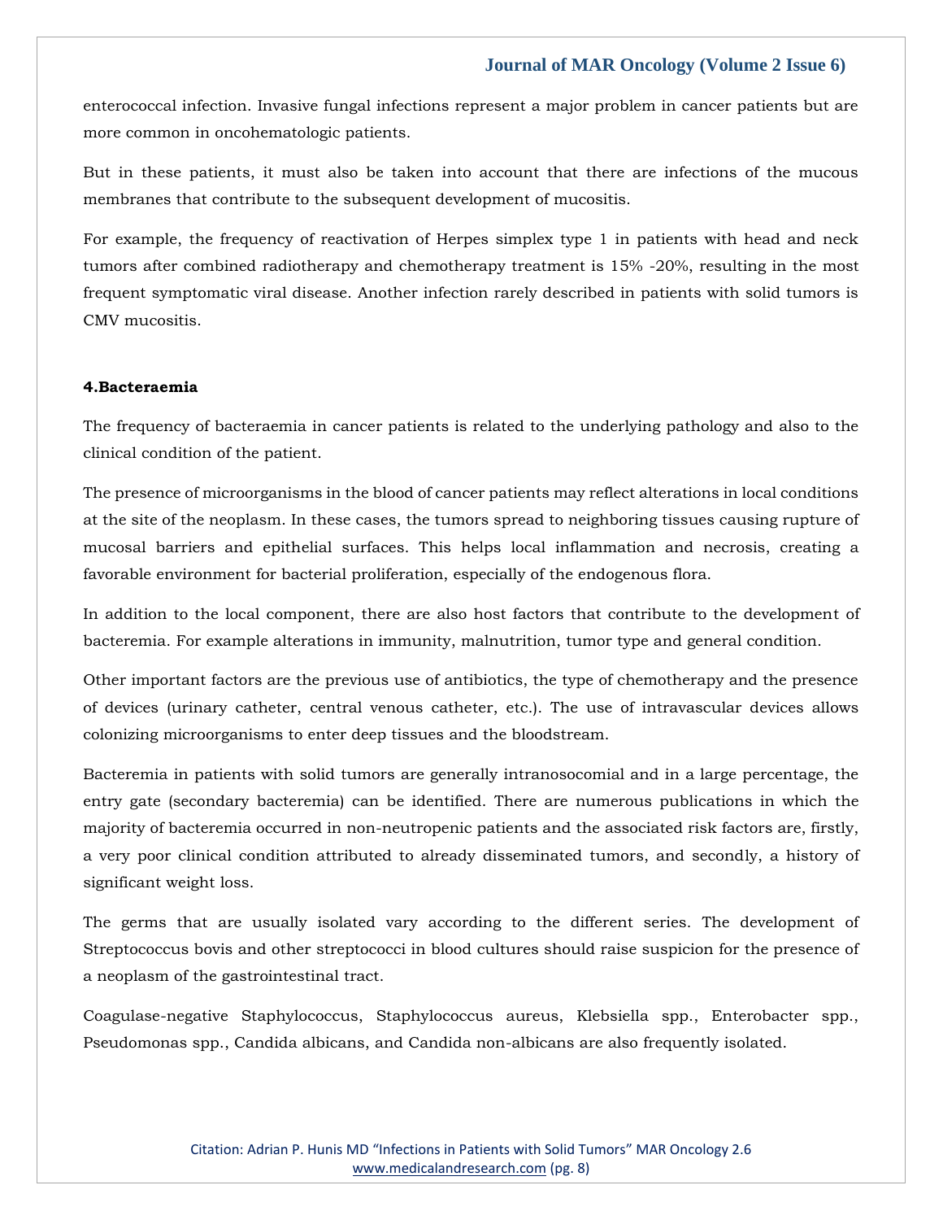enterococcal infection. Invasive fungal infections represent a major problem in cancer patients but are more common in oncohematologic patients.

But in these patients, it must also be taken into account that there are infections of the mucous membranes that contribute to the subsequent development of mucositis.

For example, the frequency of reactivation of Herpes simplex type 1 in patients with head and neck tumors after combined radiotherapy and chemotherapy treatment is 15% -20%, resulting in the most frequent symptomatic viral disease. Another infection rarely described in patients with solid tumors is CMV mucositis.

**4.Bacteraemia**

The frequency of bacteraemia in cancer patients is related to the underlying pathology and also to the clinical condition of the patient.

The presence of microorganisms in the blood of cancer patients may reflect alterations in local conditions at the site of the neoplasm. In these cases, the tumors spread to neighboring tissues causing rupture of mucosal barriers and epithelial surfaces. This helps local inflammation and necrosis, creating a favorable environment for bacterial proliferation, especially of the endogenous flora.

In addition to the local component, there are also host factors that contribute to the development of bacteremia. For example alterations in immunity, malnutrition, tumor type and general condition.

Other important factors are the previous use of antibiotics, the type of chemotherapy and the presence of devices (urinary catheter, central venous catheter, etc.). The use of intravascular devices allows colonizing microorganisms to enter deep tissues and the bloodstream.

Bacteremia in patients with solid tumors are generally intranosocomial and in a large percentage, the entry gate (secondary bacteremia) can be identified. There are numerous publications in which the majority of bacteremia occurred in non-neutropenic patients and the associated risk factors are, firstly, a very poor clinical condition attributed to already disseminated tumors, and secondly, a history of significant weight loss.

The germs that are usually isolated vary according to the different series. The development of Streptococcus bovis and other streptococci in blood cultures should raise suspicion for the presence of a neoplasm of the gastrointestinal tract.

Coagulase-negative Staphylococcus, Staphylococcus aureus, Klebsiella spp., Enterobacter spp., Pseudomonas spp., Candida albicans, and Candida non-albicans are also frequently isolated.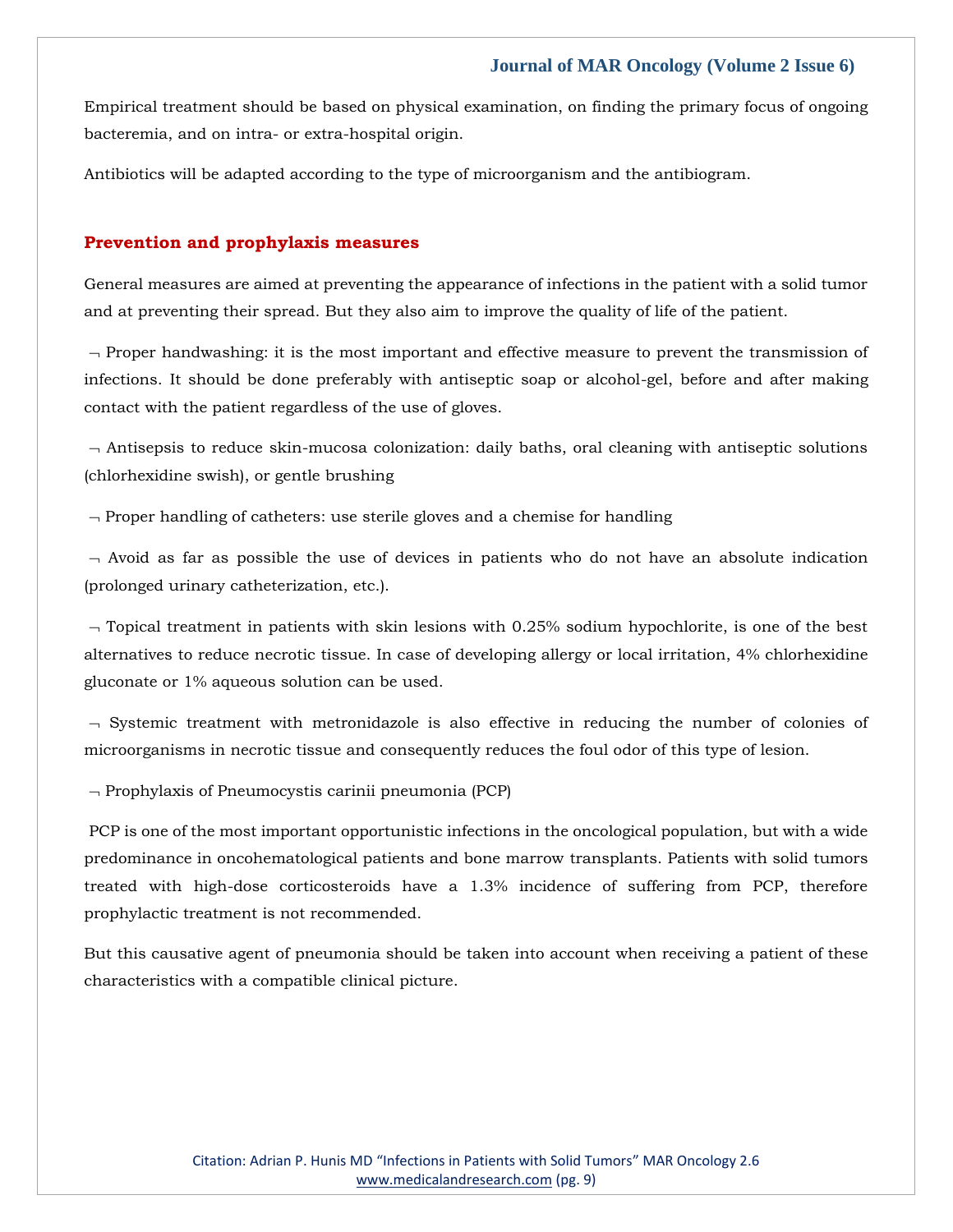Empirical treatment should be based on physical examination, on finding the primary focus of ongoing bacteremia, and on intra- or extra-hospital origin.

Antibiotics will be adapted according to the type of microorganism and the antibiogram.

## Prevention and prophylaxis measures

General measures are aimed at preventing the appearance of infections in the patient with a solid tumor and at preventing their spread. But they also aim to improve the quality of life of the patient.

¬ Proper handwashing: it is the most important and effective measure to prevent the transmission of infections. It should be done preferably with antiseptic soap or alcohol-gel, before and after making contact with the patient regardless of the use of gloves.

¬ Antisepsis to reduce skin-mucosa colonization: daily baths, oral cleaning with antiseptic solutions (chlorhexidine swish), or gentle brushing

¬ Proper handling of catheters: use sterile gloves and a chemise for handling

¬ Avoid as far as possible the use of devices in patients who do not have an absolute indication (prolonged urinary catheterization, etc.).

¬ Topical treatment in patients with skin lesions with 0.25% sodium hypochlorite, is one of the best alternatives to reduce necrotic tissue. In case of developing allergy or local irritation, 4% chlorhexidine gluconate or 1% aqueous solution can be used.

¬ Systemic treatment with metronidazole is also effective in reducing the number of colonies of microorganisms in necrotic tissue and consequently reduces the foul odor of this type of lesion.

¬ Prophylaxis of Pneumocystis carinii pneumonia (PCP)

PCP is one of the most important opportunistic infections in the oncological population, but with a wide predominance in oncohematological patients and bone marrow transplants. Patients with solid tumors treated with high-dose corticosteroids have a 1.3% incidence of suffering from PCP, therefore prophylactic treatment is not recommended.

But this causative agent of pneumonia should be taken into account when receiving a patient of these characteristics with a compatible clinical picture.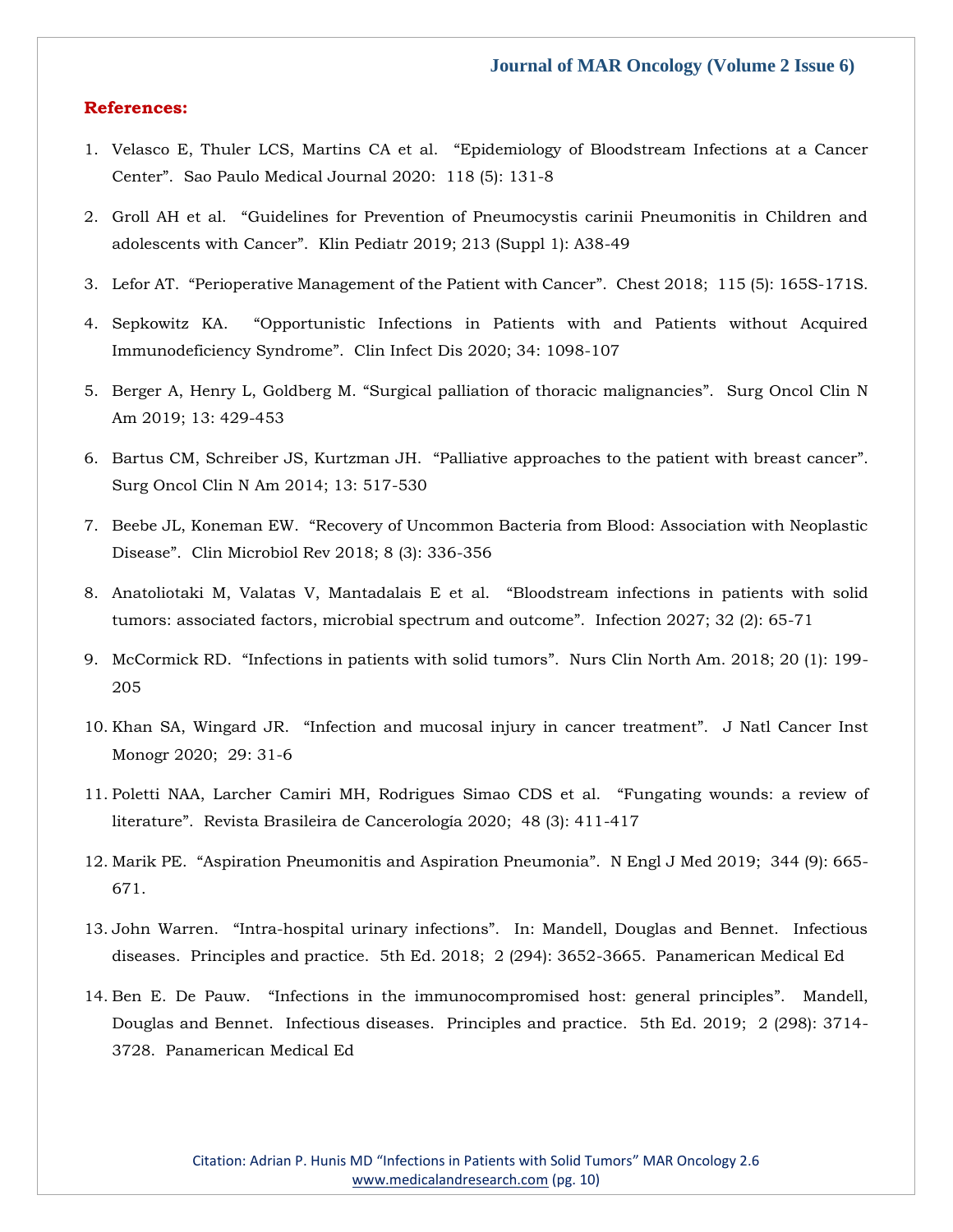## References:

1. Velasco E, Thuler LCS, Martins CA et al. "Epidemiology of Bloodstream Infections at a Cancer Center". Sao Paulo Medical Journal 2020: 118 (5): 131-8
2. Groll AH et al. "Guidelines for Prevention of Pneumocystis carinii Pneumonitis in Children and adolescents with Cancer". Klin Pediatr 2019; 213 (Suppl 1): A38-49
3. Lefor AT. "Perioperative Management of the Patient with Cancer". Chest 2018; 115 (5): 165S-171S.
4. Sepkowitz KA. "Opportunistic Infections in Patients with and Patients without Acquired Immunodeficiency Syndrome". Clin Infect Dis 2020; 34: 1098-107
5. Berger A, Henry L, Goldberg M. "Surgical palliation of thoracic malignancies". Surg Oncol Clin N Am 2019; 13: 429-453
6. Bartus CM, Schreiber JS, Kurtzman JH. "Palliative approaches to the patient with breast cancer". Surg Oncol Clin N Am 2014; 13: 517-530
7. Beebe JL, Koneman EW. "Recovery of Uncommon Bacteria from Blood: Association with Neoplastic Disease". Clin Microbiol Rev 2018; 8 (3): 336-356
8. Anatoliotaki M, Valatas V, Mantadalais E et al. "Bloodstream infections in patients with solid tumors: associated factors, microbial spectrum and outcome". Infection 2027; 32 (2): 65-71
9. McCormick RD. "Infections in patients with solid tumors". Nurs Clin North Am. 2018; 20 (1): 199-205
10. Khan SA, Wingard JR. "Infection and mucosal injury in cancer treatment". J Natl Cancer Inst Monogr 2020; 29: 31-6
11. Poletti NAA, Larcher Camiri MH, Rodrigues Simao CDS et al. "Fungating wounds: a review of literature". Revista Brasileira de Cancerología 2020; 48 (3): 411-417
12. Marik PE. "Aspiration Pneumonitis and Aspiration Pneumonia". N Engl J Med 2019; 344 (9): 665-671.
13. John Warren. "Intra-hospital urinary infections". In: Mandell, Douglas and Bennet. Infectious diseases. Principles and practice. 5th Ed. 2018; 2 (294): 3652-3665. Panamerican Medical Ed
14. Ben E. De Pauw. "Infections in the immunocompromised host: general principles". Mandell, Douglas and Bennet. Infectious diseases. Principles and practice. 5th Ed. 2019; 2 (298): 3714-3728. Panamerican Medical Ed